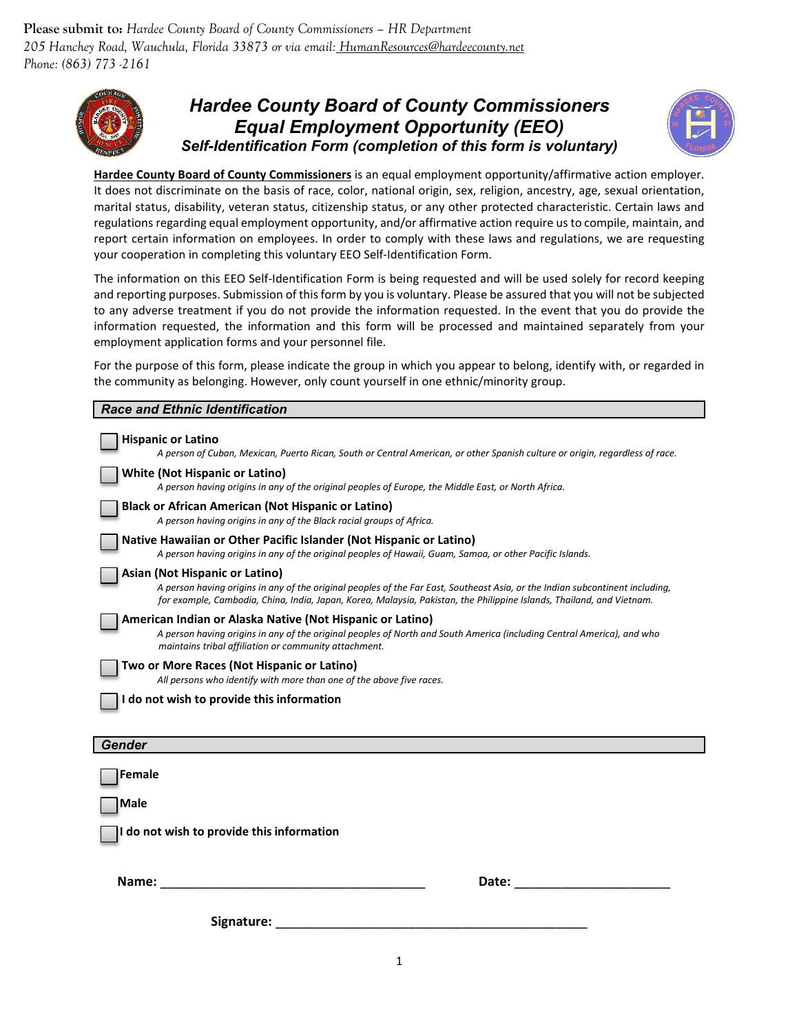**Please submit to:** *Hardee County Board of County Commissioners – HR Department*
*205 Hanchey Road, Wauchula, Florida 33873 or via email: HumanResources@hardeecounty.net*
*Phone: (863) 773 -2161*

# *Hardee County Board of County Commissioners Equal Employment Opportunity (EEO)*

### *Self-Identification Form (completion of this form is voluntary)*

**Hardee County Board of County Commissioners** is an equal employment opportunity/affirmative action employer. It does not discriminate on the basis of race, color, national origin, sex, religion, ancestry, age, sexual orientation, marital status, disability, veteran status, citizenship status, or any other protected characteristic. Certain laws and regulations regarding equal employment opportunity, and/or affirmative action require us to compile, maintain, and report certain information on employees. In order to comply with these laws and regulations, we are requesting your cooperation in completing this voluntary EEO Self-Identification Form.

The information on this EEO Self-Identification Form is being requested and will be used solely for record keeping and reporting purposes. Submission of this form by you is voluntary. Please be assured that you will not be subjected to any adverse treatment if you do not provide the information requested. In the event that you do provide the information requested, the information and this form will be processed and maintained separately from your employment application forms and your personnel file.

For the purpose of this form, please indicate the group in which you appear to belong, identify with, or regarded in the community as belonging. However, only count yourself in one ethnic/minority group.

## *Race and Ethnic Identification*

- ☐ **Hispanic or Latino**
  *A person of Cuban, Mexican, Puerto Rican, South or Central American, or other Spanish culture or origin, regardless of race.*
- ☐ **White (Not Hispanic or Latino)**
  *A person having origins in any of the original peoples of Europe, the Middle East, or North Africa.*
- ☐ **Black or African American (Not Hispanic or Latino)**
  *A person having origins in any of the Black racial groups of Africa.*
- ☐ **Native Hawaiian or Other Pacific Islander (Not Hispanic or Latino)**
  *A person having origins in any of the original peoples of Hawaii, Guam, Samoa, or other Pacific Islands.*
- ☐ **Asian (Not Hispanic or Latino)**
  *A person having origins in any of the original peoples of the Far East, Southeast Asia, or the Indian subcontinent including, for example, Cambodia, China, India, Japan, Korea, Malaysia, Pakistan, the Philippine Islands, Thailand, and Vietnam.*
- ☐ **American Indian or Alaska Native (Not Hispanic or Latino)**
  *A person having origins in any of the original peoples of North and South America (including Central America), and who maintains tribal affiliation or community attachment.*
- ☐ **Two or More Races (Not Hispanic or Latino)**
  *All persons who identify with more than one of the above five races.*
- ☐ **I do not wish to provide this information**

## *Gender*

- ☐ **Female**
- ☐ **Male**
- ☐ **I do not wish to provide this information**

**Name:** ______________________________________ **Date:** ______________________

**Signature:** ____________________________________________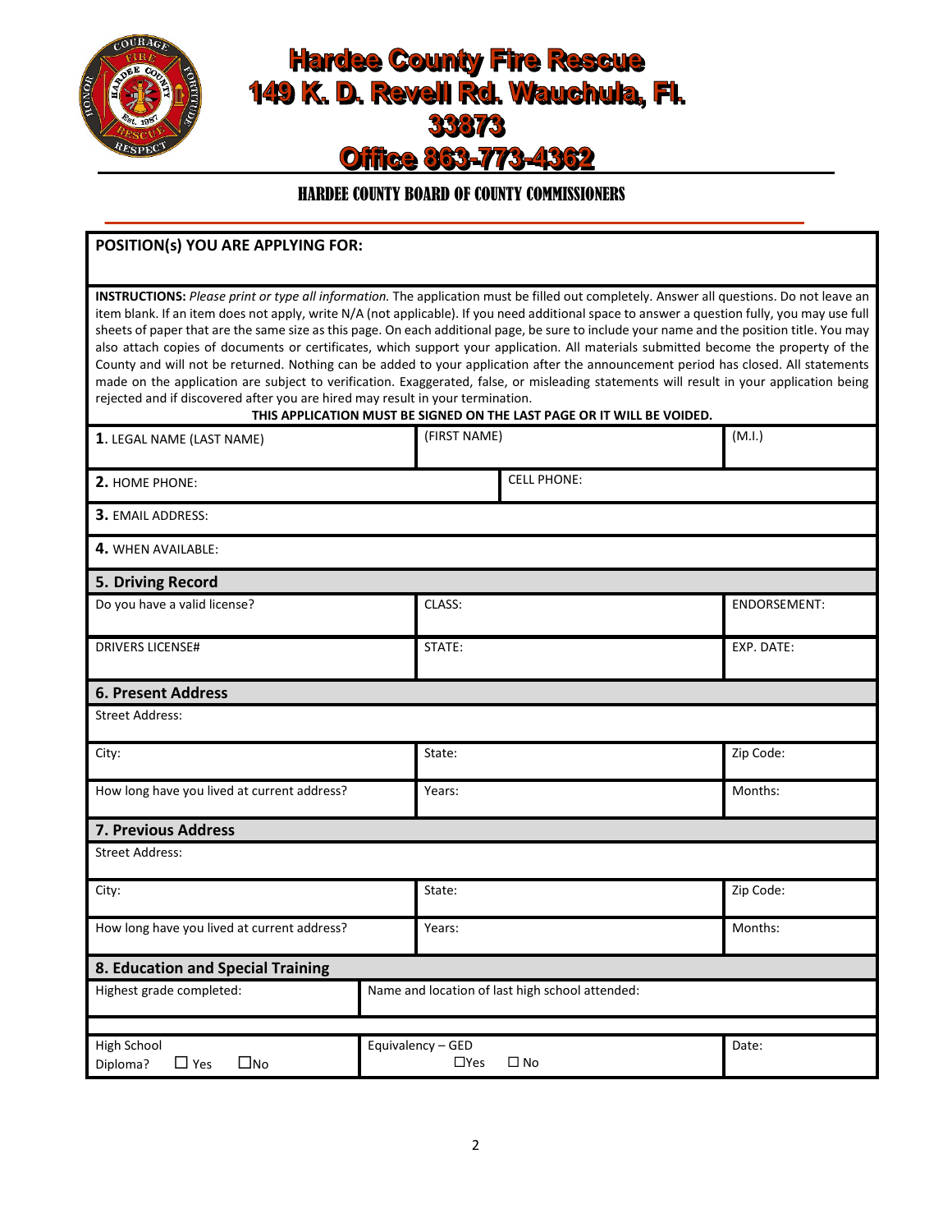# Hardee County Fire Rescue
# 149 K. D. Revell Rd. Wauchula, Fl. 33873
# Office 863-773-4362

## HARDEE COUNTY BOARD OF COUNTY COMMISSIONERS

**POSITION(s) YOU ARE APPLYING FOR:**

**INSTRUCTIONS:** *Please print or type all information.* The application must be filled out completely. Answer all questions. Do not leave an item blank. If an item does not apply, write N/A (not applicable). If you need additional space to answer a question fully, you may use full sheets of paper that are the same size as this page. On each additional page, be sure to include your name and the position title. You may also attach copies of documents or certificates, which support your application. All materials submitted become the property of the County and will not be returned. Nothing can be added to your application after the announcement period has closed. All statements made on the application are subject to verification. Exaggerated, false, or misleading statements will result in your application being rejected and if discovered after you are hired may result in your termination.

**THIS APPLICATION MUST BE SIGNED ON THE LAST PAGE OR IT WILL BE VOIDED.**

| **1.** LEGAL NAME (LAST NAME) | (FIRST NAME) | (M.I.) |
|---|---|---|
| **2.** HOME PHONE: | CELL PHONE: | |
| **3.** EMAIL ADDRESS: | | |
| **4.** WHEN AVAILABLE: | | |

**5. Driving Record**

| Do you have a valid license? | CLASS: | ENDORSEMENT: |
|---|---|---|
| DRIVERS LICENSE# | STATE: | EXP. DATE: |

**6. Present Address**

| Street Address: | | |
|---|---|---|
| City: | State: | Zip Code: |
| How long have you lived at current address? | Years: | Months: |

**7. Previous Address**

| Street Address: | | |
|---|---|---|
| City: | State: | Zip Code: |
| How long have you lived at current address? | Years: | Months: |

**8. Education and Special Training**

| Highest grade completed: | Name and location of last high school attended: | |
|---|---|---|
| | | |
| High School Diploma? ☐ Yes ☐No | Equivalency – GED ☐Yes ☐ No | Date: |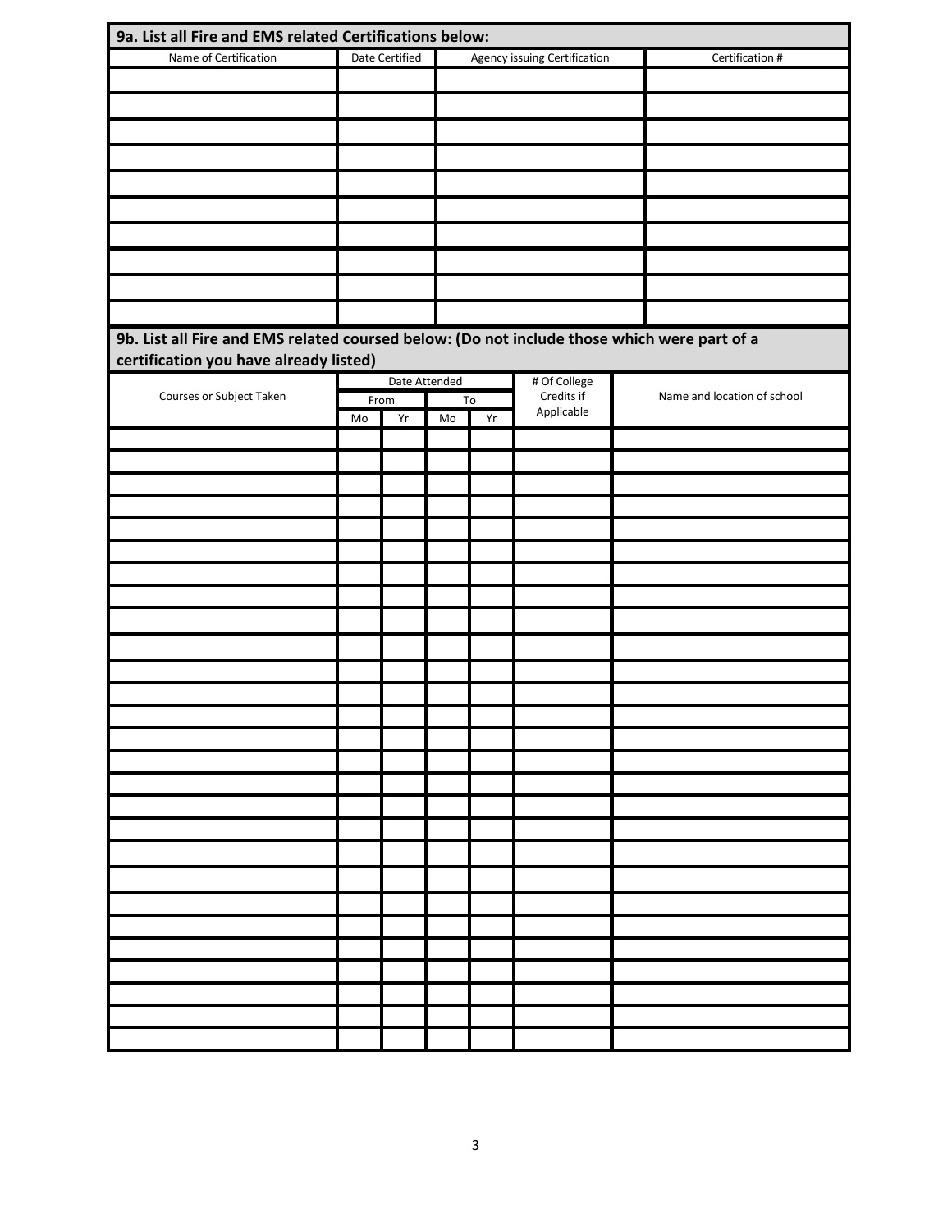## 9a. List all Fire and EMS related Certifications below:

| Name of Certification | Date Certified | Agency issuing Certification | Certification # |
|---|---|---|---|
| | | | |
| | | | |
| | | | |
| | | | |
| | | | |
| | | | |
| | | | |
| | | | |
| | | | |
| | | | |

## 9b. List all Fire and EMS related coursed below: (Do not include those which were part of a certification you have already listed)

| Courses or Subject Taken | Date Attended | | | | # Of College Credits if Applicable | Name and location of school |
|---|---|---|---|---|---|---|
| | From | | To | | | |
| | Mo | Yr | Mo | Yr | | |
| | | | | | | |
| | | | | | | |
| | | | | | | |
| | | | | | | |
| | | | | | | |
| | | | | | | |
| | | | | | | |
| | | | | | | |
| | | | | | | |
| | | | | | | |
| | | | | | | |
| | | | | | | |
| | | | | | | |
| | | | | | | |
| | | | | | | |
| | | | | | | |
| | | | | | | |
| | | | | | | |
| | | | | | | |
| | | | | | | |
| | | | | | | |
| | | | | | | |
| | | | | | | |
| | | | | | | |
| | | | | | | |
| | | | | | | |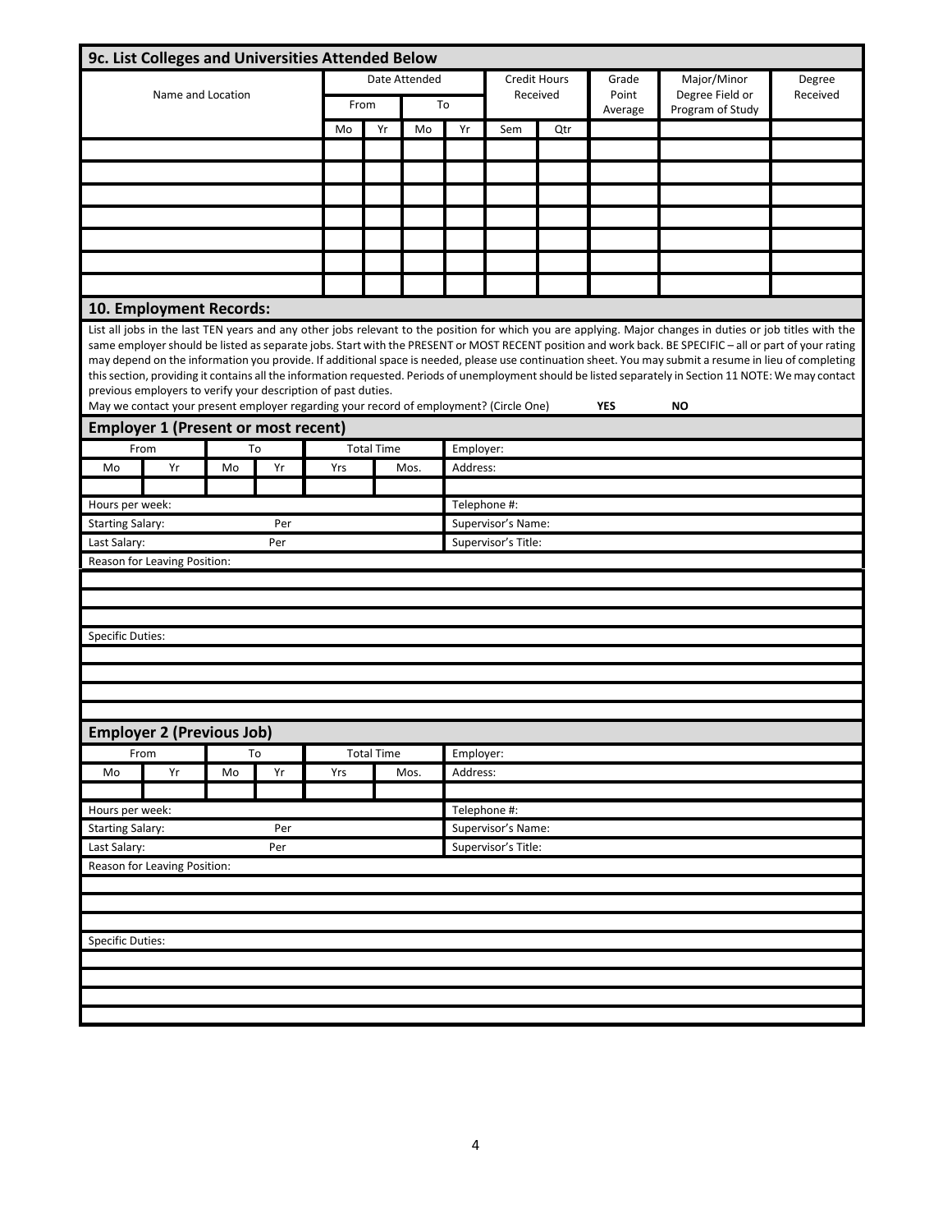## 9c. List Colleges and Universities Attended Below

| Name and Location | Date Attended | | | | Credit Hours Received | | Grade Point Average | Major/Minor Degree Field or Program of Study | Degree Received |
|---|---|---|---|---|---|---|---|---|---|
| | From | | To | | | | | | |
| | Mo | Yr | Mo | Yr | Sem | Qtr | | | |
| | | | | | | | | | |
| | | | | | | | | | |
| | | | | | | | | | |
| | | | | | | | | | |
| | | | | | | | | | |
| | | | | | | | | | |
| | | | | | | | | | |

## 10. Employment Records:

List all jobs in the last TEN years and any other jobs relevant to the position for which you are applying. Major changes in duties or job titles with the same employer should be listed as separate jobs. Start with the PRESENT or MOST RECENT position and work back. BE SPECIFIC – all or part of your rating may depend on the information you provide. If additional space is needed, please use continuation sheet. You may submit a resume in lieu of completing this section, providing it contains all the information requested. Periods of unemployment should be listed separately in Section 11 NOTE: We may contact previous employers to verify your description of past duties.

May we contact your present employer regarding your record of employment? (Circle One) **YES** **NO**

### Employer 1 (Present or most recent)

| From | | To | | Total Time | | Employer: |
|---|---|---|---|---|---|---|
| Mo | Yr | Mo | Yr | Yrs | Mos. | Address: |
| | | | | | | |

Hours per week: | Telephone #:

Starting Salary: Per | Supervisor's Name:

Last Salary: Per | Supervisor's Title:

Reason for Leaving Position:

Specific Duties:

### Employer 2 (Previous Job)

| From | | To | | Total Time | | Employer: |
|---|---|---|---|---|---|---|
| Mo | Yr | Mo | Yr | Yrs | Mos. | Address: |
| | | | | | | |

Hours per week: | Telephone #:

Starting Salary: Per | Supervisor's Name:

Last Salary: Per | Supervisor's Title:

Reason for Leaving Position:

Specific Duties: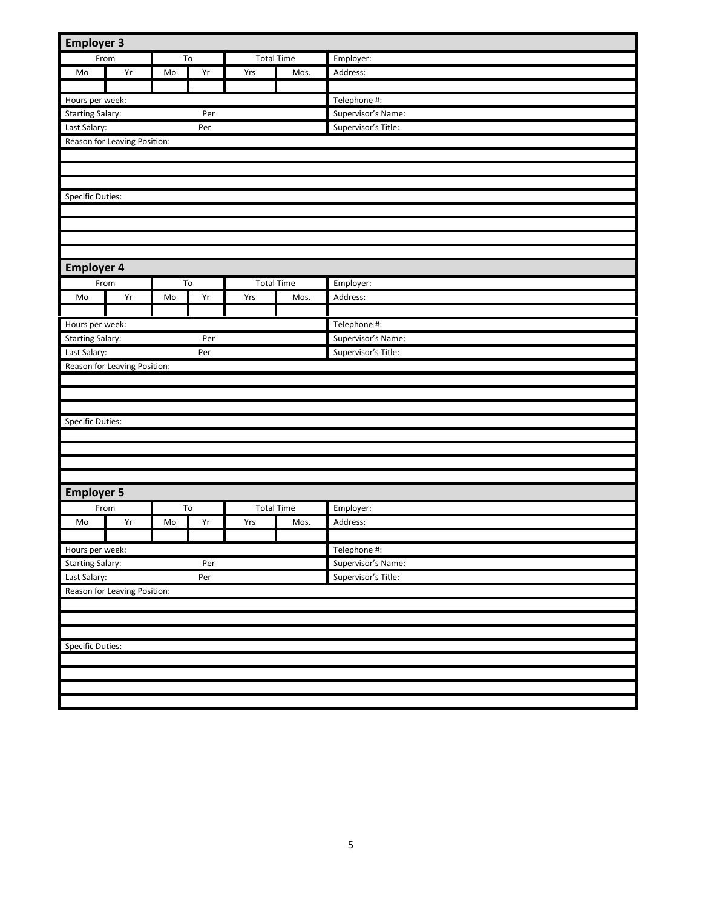## Employer 3

| From | | To | | Total Time | | Employer: |
|---|---|---|---|---|---|---|
| Mo | Yr | Mo | Yr | Yrs | Mos. | Address: |
| | | | | | | |
| Hours per week: | | | | | | Telephone #: |
| Starting Salary: | | Per | | | | Supervisor's Name: |
| Last Salary: | | Per | | | | Supervisor's Title: |

Reason for Leaving Position:

Specific Duties:

## Employer 4

| From | | To | | Total Time | | Employer: |
|---|---|---|---|---|---|---|
| Mo | Yr | Mo | Yr | Yrs | Mos. | Address: |
| | | | | | | |
| Hours per week: | | | | | | Telephone #: |
| Starting Salary: | | Per | | | | Supervisor's Name: |
| Last Salary: | | Per | | | | Supervisor's Title: |

Reason for Leaving Position:

Specific Duties:

## Employer 5

| From | | To | | Total Time | | Employer: |
|---|---|---|---|---|---|---|
| Mo | Yr | Mo | Yr | Yrs | Mos. | Address: |
| | | | | | | |
| Hours per week: | | | | | | Telephone #: |
| Starting Salary: | | Per | | | | Supervisor's Name: |
| Last Salary: | | Per | | | | Supervisor's Title: |

Reason for Leaving Position:

Specific Duties: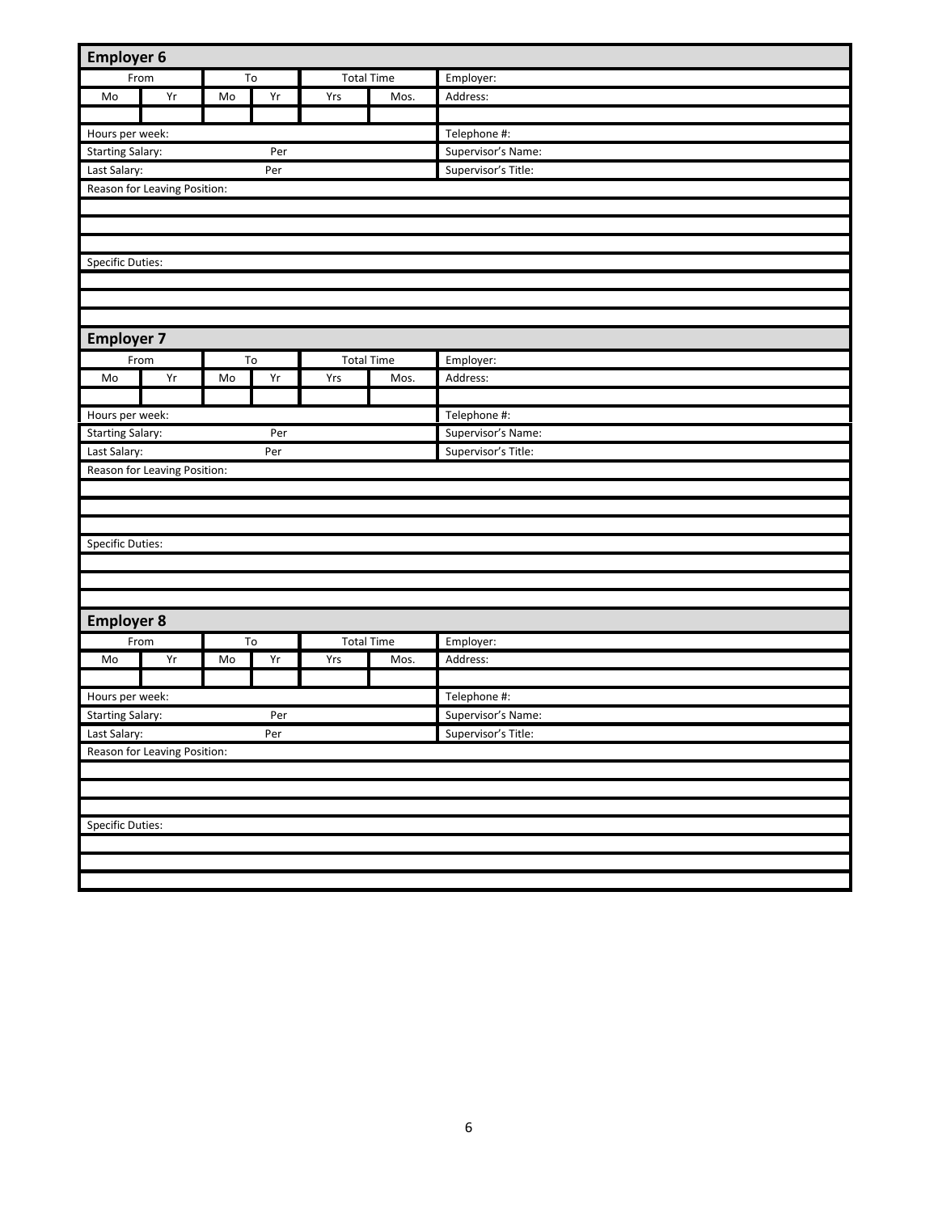## Employer 6

| From | | To | | Total Time | | Employer: |
|---|---|---|---|---|---|---|
| Mo | Yr | Mo | Yr | Yrs | Mos. | Address: |
| | | | | | | |
| Hours per week: | | | | | | Telephone #: |
| Starting Salary: | | | Per | | | Supervisor's Name: |
| Last Salary: | | | Per | | | Supervisor's Title: |

Reason for Leaving Position:

Specific Duties:

## Employer 7

| From | | To | | Total Time | | Employer: |
|---|---|---|---|---|---|---|
| Mo | Yr | Mo | Yr | Yrs | Mos. | Address: |
| | | | | | | |
| Hours per week: | | | | | | Telephone #: |
| Starting Salary: | | | Per | | | Supervisor's Name: |
| Last Salary: | | | Per | | | Supervisor's Title: |

Reason for Leaving Position:

Specific Duties:

## Employer 8

| From | | To | | Total Time | | Employer: |
|---|---|---|---|---|---|---|
| Mo | Yr | Mo | Yr | Yrs | Mos. | Address: |
| | | | | | | |
| Hours per week: | | | | | | Telephone #: |
| Starting Salary: | | | Per | | | Supervisor's Name: |
| Last Salary: | | | Per | | | Supervisor's Title: |

Reason for Leaving Position:

Specific Duties: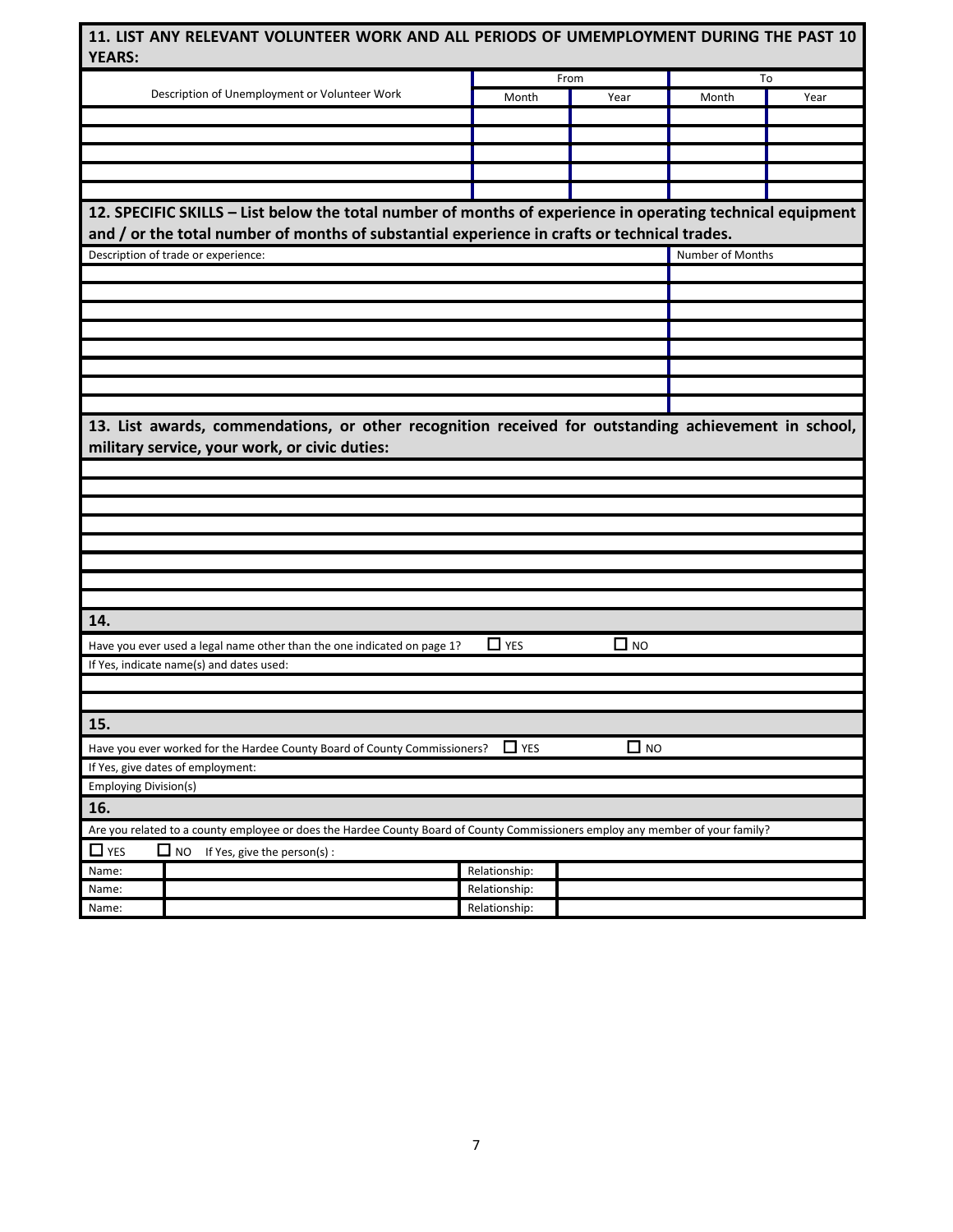## 11. LIST ANY RELEVANT VOLUNTEER WORK AND ALL PERIODS OF UMEMPLOYMENT DURING THE PAST 10 YEARS:

| Description of Unemployment or Volunteer Work | From | | To | |
|---|---|---|---|---|
| | Month | Year | Month | Year |
| | | | | |
| | | | | |
| | | | | |
| | | | | |
| | | | | |

## 12. SPECIFIC SKILLS – List below the total number of months of experience in operating technical equipment and / or the total number of months of substantial experience in crafts or technical trades.

| Description of trade or experience: | Number of Months |
|---|---|
| | |
| | |
| | |
| | |
| | |
| | |
| | |
| | |

## 13. List awards, commendations, or other recognition received for outstanding achievement in school, military service, your work, or civic duties:

| |
|---|
| |
| |
| |
| |
| |
| |
| |
| |

## 14.

Have you ever used a legal name other than the one indicated on page 1? ☐ YES ☐ NO

If Yes, indicate name(s) and dates used:

## 15.

Have you ever worked for the Hardee County Board of County Commissioners? ☐ YES ☐ NO

If Yes, give dates of employment:

Employing Division(s)

## 16.

Are you related to a county employee or does the Hardee County Board of County Commissioners employ any member of your family?

☐ YES ☐ NO If Yes, give the person(s) :

| Name: | | Relationship: | |
|---|---|---|---|
| Name: | | Relationship: | |
| Name: | | Relationship: | |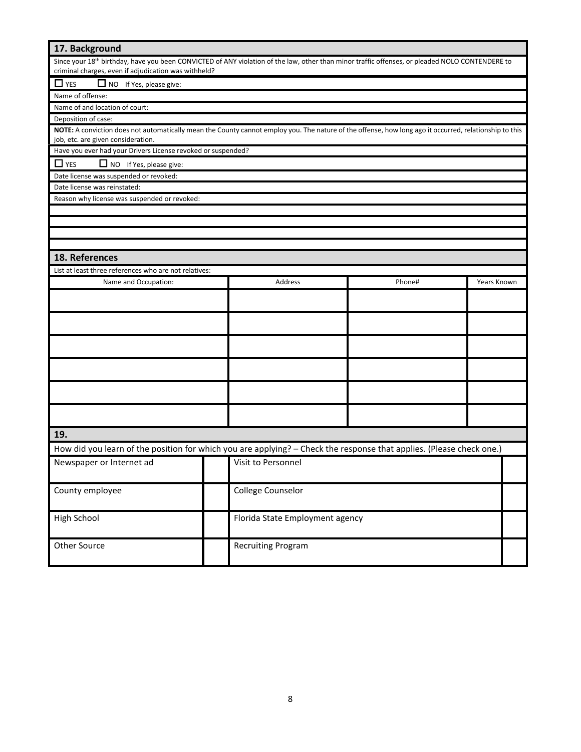## 17. Background

Since your 18th birthday, have you been CONVICTED of ANY violation of the law, other than minor traffic offenses, or pleaded NOLO CONTENDERE to criminal charges, even if adjudication was withheld?

☐ YES ☐ NO If Yes, please give:

Name of offense:

Name of and location of court:

Deposition of case:

**NOTE:** A conviction does not automatically mean the County cannot employ you. The nature of the offense, how long ago it occurred, relationship to this job, etc. are given consideration.

Have you ever had your Drivers License revoked or suspended?

☐ YES ☐ NO If Yes, please give:

Date license was suspended or revoked:

Date license was reinstated:

Reason why license was suspended or revoked:

## 18. References

List at least three references who are not relatives:

| Name and Occupation: | Address | Phone# | Years Known |
|---|---|---|---|
| | | | |
| | | | |
| | | | |
| | | | |
| | | | |
| | | | |

## 19.

How did you learn of the position for which you are applying? – Check the response that applies. (Please check one.)

| | | | |
|---|---|---|---|
| Newspaper or Internet ad | | Visit to Personnel | |
| County employee | | College Counselor | |
| High School | | Florida State Employment agency | |
| Other Source | | Recruiting Program | |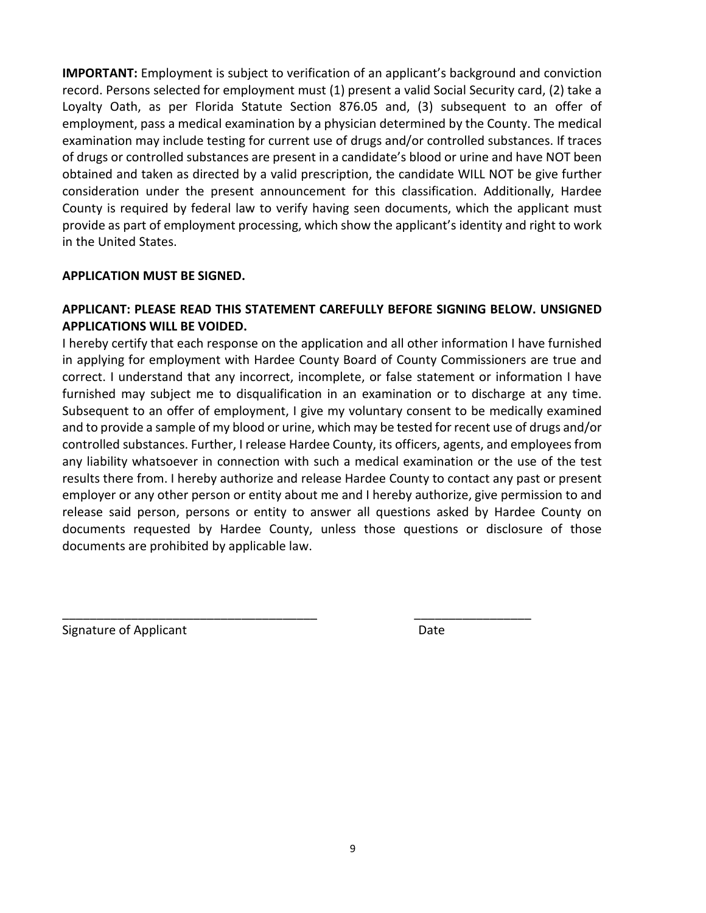**IMPORTANT:** Employment is subject to verification of an applicant's background and conviction record. Persons selected for employment must (1) present a valid Social Security card, (2) take a Loyalty Oath, as per Florida Statute Section 876.05 and, (3) subsequent to an offer of employment, pass a medical examination by a physician determined by the County. The medical examination may include testing for current use of drugs and/or controlled substances. If traces of drugs or controlled substances are present in a candidate's blood or urine and have NOT been obtained and taken as directed by a valid prescription, the candidate WILL NOT be give further consideration under the present announcement for this classification. Additionally, Hardee County is required by federal law to verify having seen documents, which the applicant must provide as part of employment processing, which show the applicant's identity and right to work in the United States.

**APPLICATION MUST BE SIGNED.**

**APPLICANT: PLEASE READ THIS STATEMENT CAREFULLY BEFORE SIGNING BELOW. UNSIGNED APPLICATIONS WILL BE VOIDED.**

I hereby certify that each response on the application and all other information I have furnished in applying for employment with Hardee County Board of County Commissioners are true and correct. I understand that any incorrect, incomplete, or false statement or information I have furnished may subject me to disqualification in an examination or to discharge at any time. Subsequent to an offer of employment, I give my voluntary consent to be medically examined and to provide a sample of my blood or urine, which may be tested for recent use of drugs and/or controlled substances. Further, I release Hardee County, its officers, agents, and employees from any liability whatsoever in connection with such a medical examination or the use of the test results there from. I hereby authorize and release Hardee County to contact any past or present employer or any other person or entity about me and I hereby authorize, give permission to and release said person, persons or entity to answer all questions asked by Hardee County on documents requested by Hardee County, unless those questions or disclosure of those documents are prohibited by applicable law.

_____________________________________ _________________

Signature of Applicant Date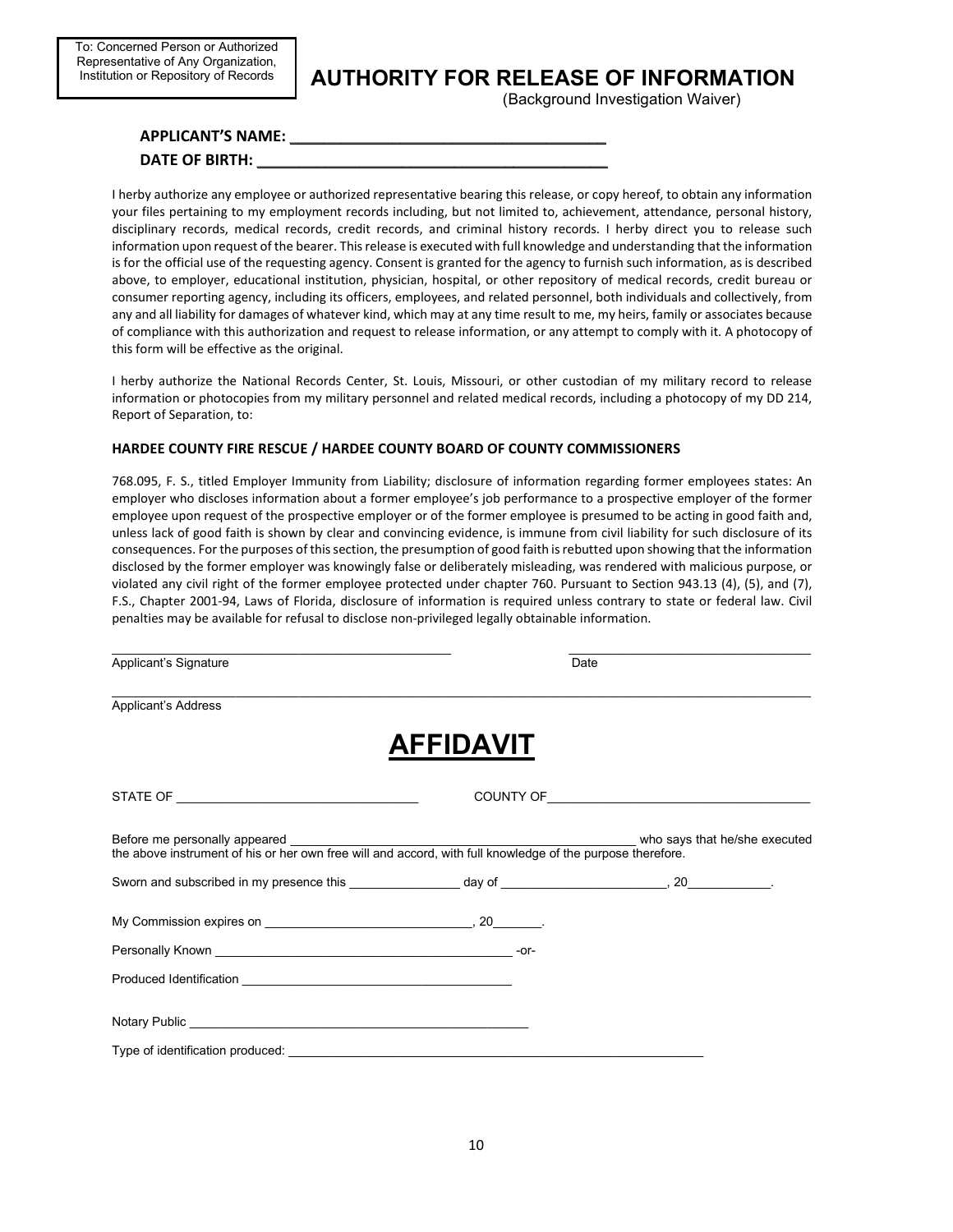To: Concerned Person or Authorized Representative of Any Organization, Institution or Repository of Records

# AUTHORITY FOR RELEASE OF INFORMATION

(Background Investigation Waiver)

**APPLICANT'S NAME: ______________________________________**

**DATE OF BIRTH: ________________________________________**

I herby authorize any employee or authorized representative bearing this release, or copy hereof, to obtain any information your files pertaining to my employment records including, but not limited to, achievement, attendance, personal history, disciplinary records, medical records, credit records, and criminal history records. I herby direct you to release such information upon request of the bearer. This release is executed with full knowledge and understanding that the information is for the official use of the requesting agency. Consent is granted for the agency to furnish such information, as is described above, to employer, educational institution, physician, hospital, or other repository of medical records, credit bureau or consumer reporting agency, including its officers, employees, and related personnel, both individuals and collectively, from any and all liability for damages of whatever kind, which may at any time result to me, my heirs, family or associates because of compliance with this authorization and request to release information, or any attempt to comply with it. A photocopy of this form will be effective as the original.

I herby authorize the National Records Center, St. Louis, Missouri, or other custodian of my military record to release information or photocopies from my military personnel and related medical records, including a photocopy of my DD 214, Report of Separation, to:

**HARDEE COUNTY FIRE RESCUE / HARDEE COUNTY BOARD OF COUNTY COMMISSIONERS**

768.095, F. S., titled Employer Immunity from Liability; disclosure of information regarding former employees states: An employer who discloses information about a former employee's job performance to a prospective employer of the former employee upon request of the prospective employer or of the former employee is presumed to be acting in good faith and, unless lack of good faith is shown by clear and convincing evidence, is immune from civil liability for such disclosure of its consequences. For the purposes of this section, the presumption of good faith is rebutted upon showing that the information disclosed by the former employer was knowingly false or deliberately misleading, was rendered with malicious purpose, or violated any civil right of the former employee protected under chapter 760. Pursuant to Section 943.13 (4), (5), and (7), F.S., Chapter 2001-94, Laws of Florida, disclosure of information is required unless contrary to state or federal law. Civil penalties may be available for refusal to disclose non-privileged legally obtainable information.

______________________________________ ______________________________

Applicant's Signature Date

______________________________________________________________________

Applicant's Address

# AFFIDAVIT

STATE OF ______________________________ COUNTY OF ______________________________

Before me personally appeared ______________________________________ who says that he/she executed the above instrument of his or her own free will and accord, with full knowledge of the purpose therefore.

Sworn and subscribed in my presence this ______________ day of ______________________, 20___________.

My Commission expires on ___________________________, 20_______.

Personally Known ________________________________________ -or-

Produced Identification ____________________________________

Notary Public ______________________________________________

Type of identification produced: ______________________________________________________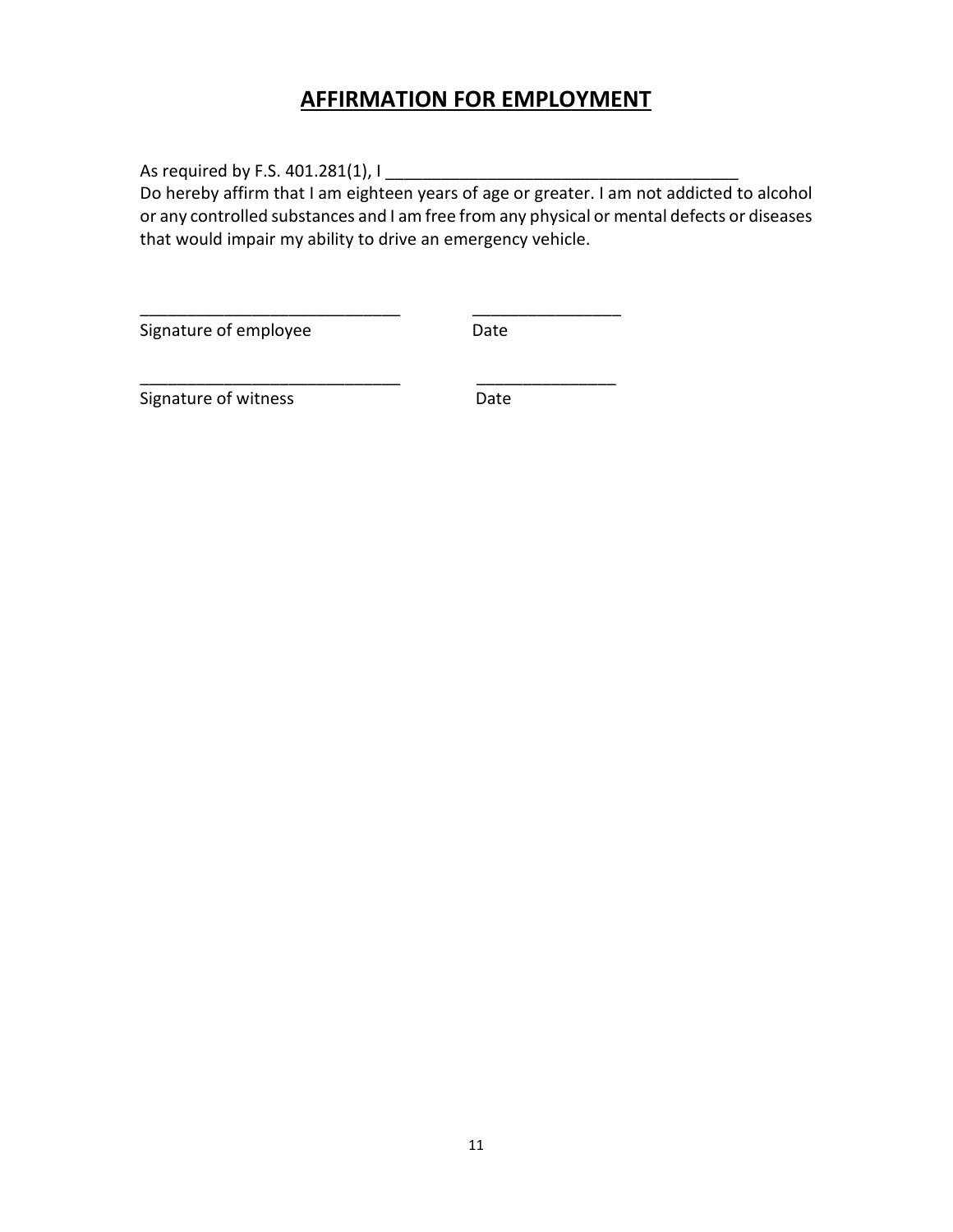# AFFIRMATION FOR EMPLOYMENT

As required by F.S. 401.281(1), I ______________________________________
Do hereby affirm that I am eighteen years of age or greater. I am not addicted to alcohol or any controlled substances and I am free from any physical or mental defects or diseases that would impair my ability to drive an emergency vehicle.

____________________________ ________________
Signature of employee Date

____________________________ _______________
Signature of witness Date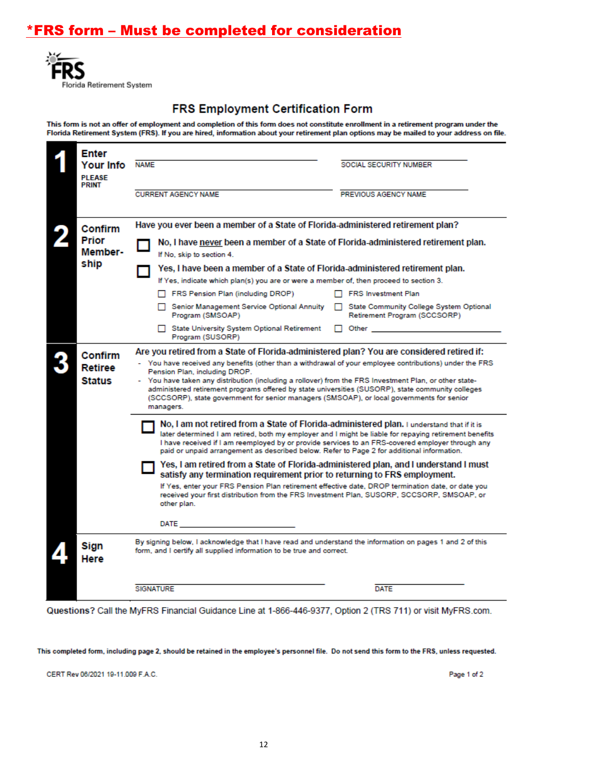**\*FRS form – Must be completed for consideration**

FRS

Florida Retirement System

## FRS Employment Certification Form

**This form is not an offer of employment and completion of this form does not constitute enrollment in a retirement program under the Florida Retirement System (FRS). If you are hired, information about your retirement plan options may be mailed to your address on file.**

### 1 Enter Your Info

PLEASE PRINT

NAME ______________________ SOCIAL SECURITY NUMBER ______________________

CURRENT AGENCY NAME ______________________ PREVIOUS AGENCY NAME ______________________

### 2 Confirm Prior Membership

Have you ever been a member of a State of Florida-administered retirement plan?

☐ **No, I have never been a member of a State of Florida-administered retirement plan.**
If No, skip to section 4.

☐ **Yes, I have been a member of a State of Florida-administered retirement plan.**
If Yes, indicate which plan(s) you are or were a member of, then proceed to section 3.

- ☐ FRS Pension Plan (including DROP)
- ☐ FRS Investment Plan
- ☐ Senior Management Service Optional Annuity Program (SMSOAP)
- ☐ State Community College System Optional Retirement Program (SCCSORP)
- ☐ State University System Optional Retirement Program (SUSORP)
- ☐ Other ______________________

### 3 Confirm Retiree Status

Are you retired from a State of Florida-administered plan? You are considered retired if:

- You have received any benefits (other than a withdrawal of your employee contributions) under the FRS Pension Plan, including DROP.
- You have taken any distribution (including a rollover) from the FRS Investment Plan, or other state-administered retirement programs offered by state universities (SUSORP), state community colleges (SCCSORP), state government for senior managers (SMSOAP), or local governments for senior managers.

☐ **No, I am not retired from a State of Florida-administered plan.** I understand that if it is later determined I am retired, both my employer and I might be liable for repaying retirement benefits I have received if I am reemployed by or provide services to an FRS-covered employer through any paid or unpaid arrangement as described below. Refer to Page 2 for additional information.

☐ **Yes, I am retired from a State of Florida-administered plan, and I understand I must satisfy any termination requirement prior to returning to FRS employment.**
If Yes, enter your FRS Pension Plan retirement effective date, DROP termination date, or date you received your first distribution from the FRS Investment Plan, SUSORP, SCCSORP, SMSOAP, or other plan.

DATE ______________________

### 4 Sign Here

By signing below, I acknowledge that I have read and understand the information on pages 1 and 2 of this form, and I certify all supplied information to be true and correct.

SIGNATURE ______________________ DATE ______________________

Questions? Call the MyFRS Financial Guidance Line at 1-866-446-9377, Option 2 (TRS 711) or visit MyFRS.com.

**This completed form, including page 2, should be retained in the employee's personnel file. Do not send this form to the FRS, unless requested.**

CERT Rev 06/2021 19-11.009 F.A.C.